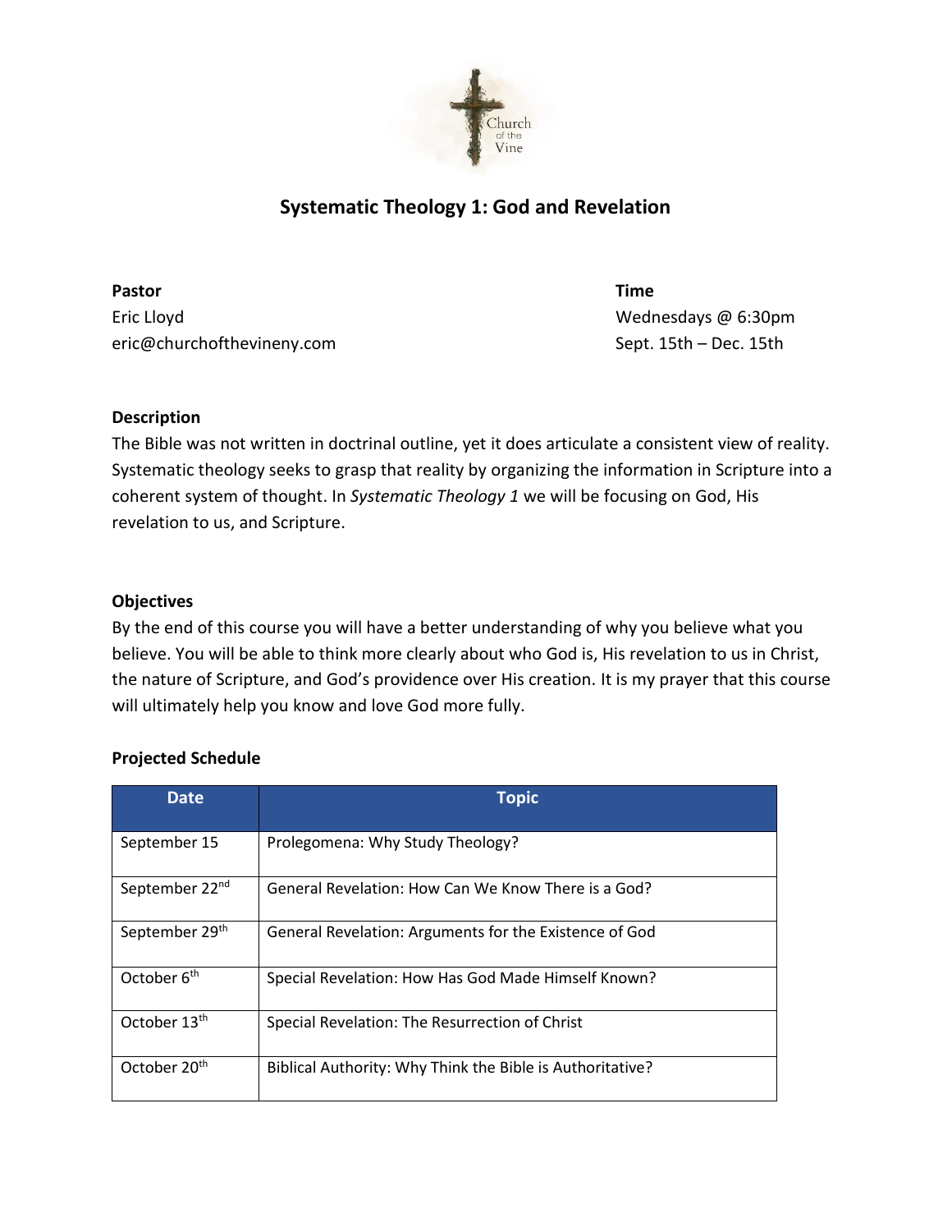# Systematic Theology 1: God and Revelation

**Pastor**
Eric Lloyd
eric@churchofthevineny.com

**Time**
Wednesdays @ 6:30pm
Sept. 15th – Dec. 15th

**Description**

The Bible was not written in doctrinal outline, yet it does articulate a consistent view of reality. Systematic theology seeks to grasp that reality by organizing the information in Scripture into a coherent system of thought. In *Systematic Theology 1* we will be focusing on God, His revelation to us, and Scripture.

**Objectives**

By the end of this course you will have a better understanding of why you believe what you believe. You will be able to think more clearly about who God is, His revelation to us in Christ, the nature of Scripture, and God's providence over His creation. It is my prayer that this course will ultimately help you know and love God more fully.

**Projected Schedule**

| Date | Topic |
|---|---|
| September 15 | Prolegomena: Why Study Theology? |
| September 22nd | General Revelation: How Can We Know There is a God? |
| September 29th | General Revelation: Arguments for the Existence of God |
| October 6th | Special Revelation: How Has God Made Himself Known? |
| October 13th | Special Revelation: The Resurrection of Christ |
| October 20th | Biblical Authority: Why Think the Bible is Authoritative? |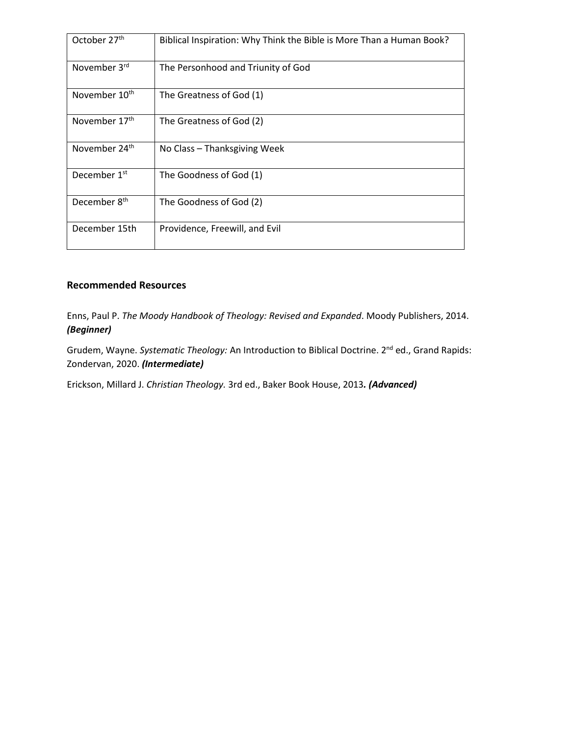| | |
|---|---|
| October 27th | Biblical Inspiration: Why Think the Bible is More Than a Human Book? |
| November 3rd | The Personhood and Triunity of God |
| November 10th | The Greatness of God (1) |
| November 17th | The Greatness of God (2) |
| November 24th | No Class – Thanksgiving Week |
| December 1st | The Goodness of God (1) |
| December 8th | The Goodness of God (2) |
| December 15th | Providence, Freewill, and Evil |

### Recommended Resources

Enns, Paul P. *The Moody Handbook of Theology: Revised and Expanded*. Moody Publishers, 2014. ***(Beginner)***

Grudem, Wayne. *Systematic Theology:* An Introduction to Biblical Doctrine. 2nd ed., Grand Rapids: Zondervan, 2020. ***(Intermediate)***

Erickson, Millard J. *Christian Theology.* 3rd ed., Baker Book House, 2013***. (Advanced)***